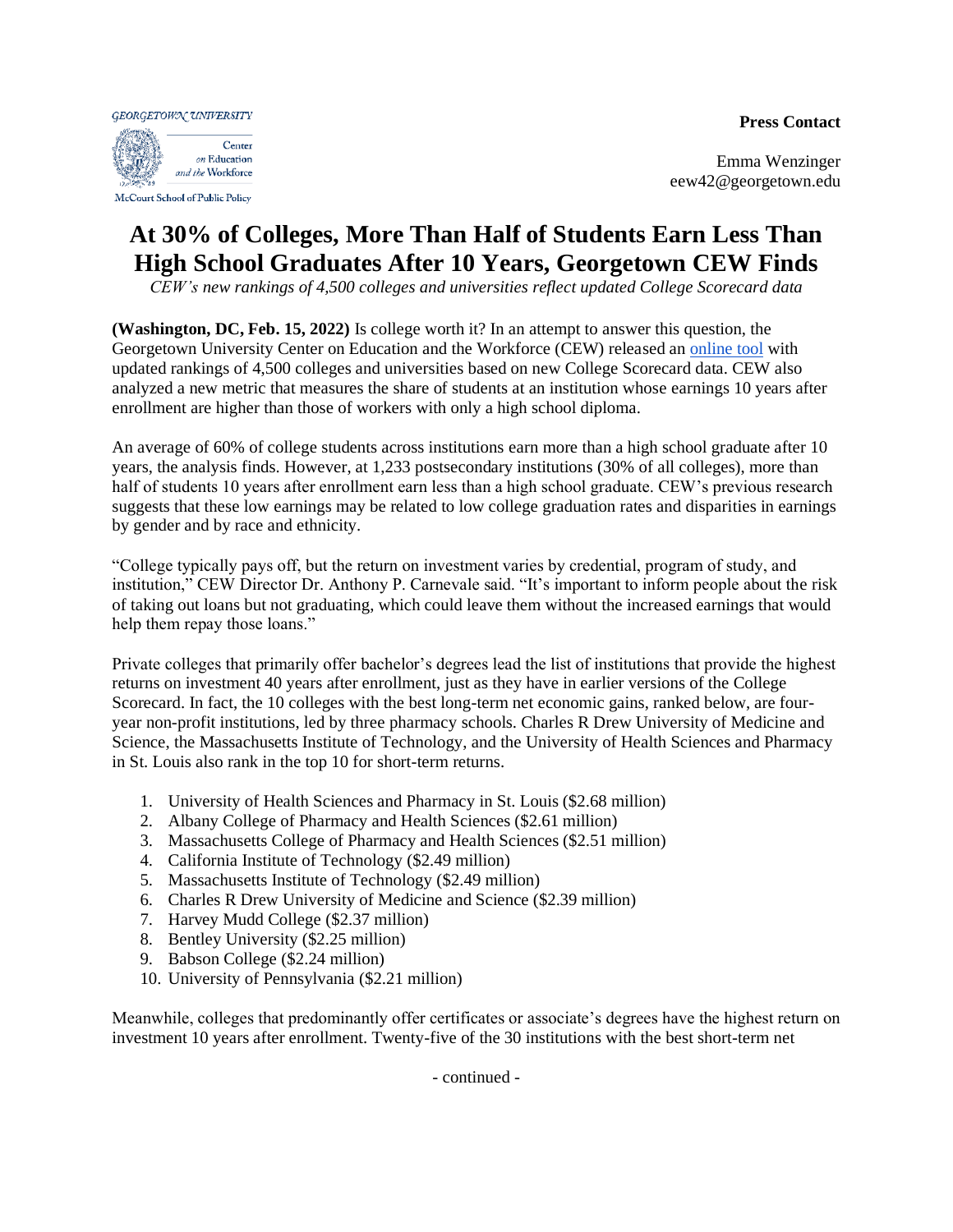GEORGETOWN UNIVERSITY

Center on Education and the Workforce

McCourt School of Public Policy

**Press Contact**

Emma Wenzinger
eew42@georgetown.edu

# At 30% of Colleges, More Than Half of Students Earn Less Than High School Graduates After 10 Years, Georgetown CEW Finds

*CEW's new rankings of 4,500 colleges and universities reflect updated College Scorecard data*

**(Washington, DC, Feb. 15, 2022)** Is college worth it? In an attempt to answer this question, the Georgetown University Center on Education and the Workforce (CEW) released an online tool with updated rankings of 4,500 colleges and universities based on new College Scorecard data. CEW also analyzed a new metric that measures the share of students at an institution whose earnings 10 years after enrollment are higher than those of workers with only a high school diploma.

An average of 60% of college students across institutions earn more than a high school graduate after 10 years, the analysis finds. However, at 1,233 postsecondary institutions (30% of all colleges), more than half of students 10 years after enrollment earn less than a high school graduate. CEW's previous research suggests that these low earnings may be related to low college graduation rates and disparities in earnings by gender and by race and ethnicity.

"College typically pays off, but the return on investment varies by credential, program of study, and institution," CEW Director Dr. Anthony P. Carnevale said. "It's important to inform people about the risk of taking out loans but not graduating, which could leave them without the increased earnings that would help them repay those loans."

Private colleges that primarily offer bachelor's degrees lead the list of institutions that provide the highest returns on investment 40 years after enrollment, just as they have in earlier versions of the College Scorecard. In fact, the 10 colleges with the best long-term net economic gains, ranked below, are four-year non-profit institutions, led by three pharmacy schools. Charles R Drew University of Medicine and Science, the Massachusetts Institute of Technology, and the University of Health Sciences and Pharmacy in St. Louis also rank in the top 10 for short-term returns.

1. University of Health Sciences and Pharmacy in St. Louis ($2.68 million)
2. Albany College of Pharmacy and Health Sciences ($2.61 million)
3. Massachusetts College of Pharmacy and Health Sciences ($2.51 million)
4. California Institute of Technology ($2.49 million)
5. Massachusetts Institute of Technology ($2.49 million)
6. Charles R Drew University of Medicine and Science ($2.39 million)
7. Harvey Mudd College ($2.37 million)
8. Bentley University ($2.25 million)
9. Babson College ($2.24 million)
10. University of Pennsylvania ($2.21 million)

Meanwhile, colleges that predominantly offer certificates or associate's degrees have the highest return on investment 10 years after enrollment. Twenty-five of the 30 institutions with the best short-term net

- continued -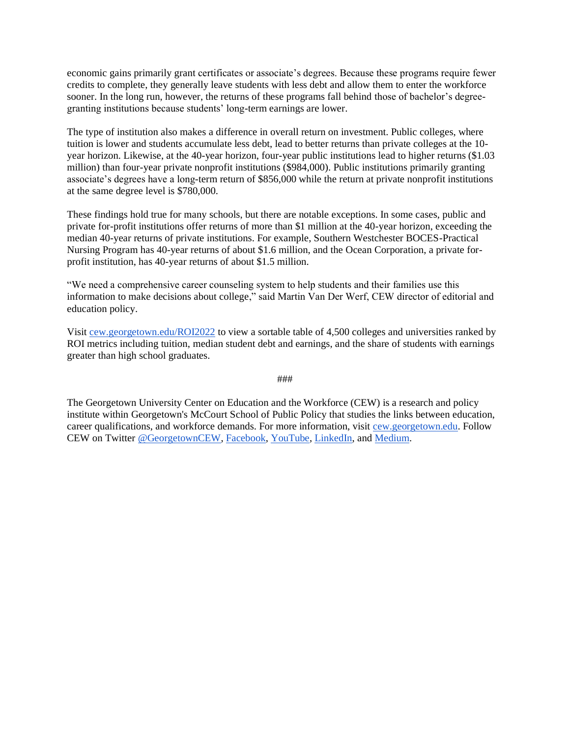economic gains primarily grant certificates or associate's degrees. Because these programs require fewer credits to complete, they generally leave students with less debt and allow them to enter the workforce sooner. In the long run, however, the returns of these programs fall behind those of bachelor's degree-granting institutions because students' long-term earnings are lower.

The type of institution also makes a difference in overall return on investment. Public colleges, where tuition is lower and students accumulate less debt, lead to better returns than private colleges at the 10-year horizon. Likewise, at the 40-year horizon, four-year public institutions lead to higher returns ($1.03 million) than four-year private nonprofit institutions ($984,000). Public institutions primarily granting associate's degrees have a long-term return of $856,000 while the return at private nonprofit institutions at the same degree level is $780,000.

These findings hold true for many schools, but there are notable exceptions. In some cases, public and private for-profit institutions offer returns of more than $1 million at the 40-year horizon, exceeding the median 40-year returns of private institutions. For example, Southern Westchester BOCES-Practical Nursing Program has 40-year returns of about $1.6 million, and the Ocean Corporation, a private for-profit institution, has 40-year returns of about $1.5 million.

"We need a comprehensive career counseling system to help students and their families use this information to make decisions about college," said Martin Van Der Werf, CEW director of editorial and education policy.

Visit [cew.georgetown.edu/ROI2022](cew.georgetown.edu/ROI2022) to view a sortable table of 4,500 colleges and universities ranked by ROI metrics including tuition, median student debt and earnings, and the share of students with earnings greater than high school graduates.

###

The Georgetown University Center on Education and the Workforce (CEW) is a research and policy institute within Georgetown's McCourt School of Public Policy that studies the links between education, career qualifications, and workforce demands. For more information, visit [cew.georgetown.edu](cew.georgetown.edu). Follow CEW on Twitter @GeorgetownCEW, Facebook, YouTube, LinkedIn, and Medium.